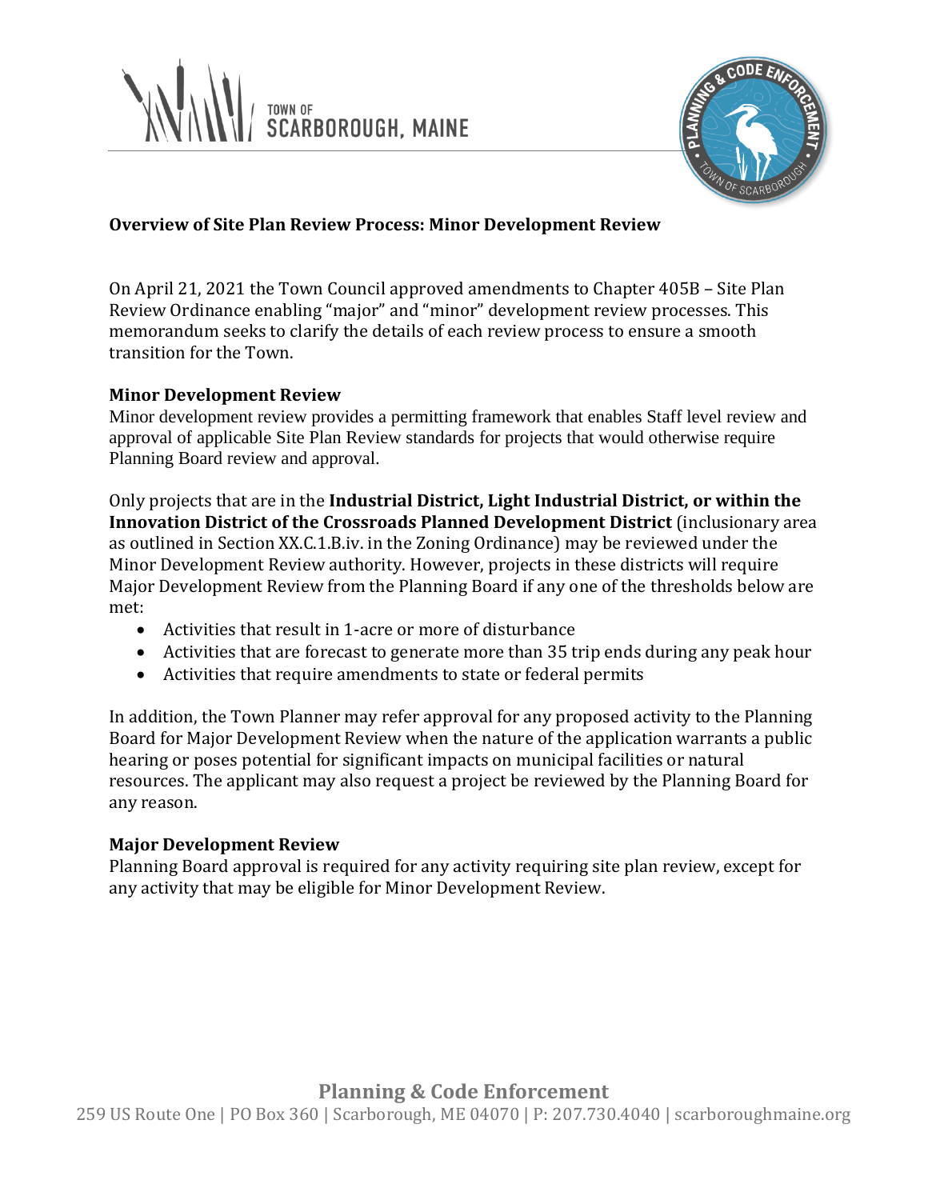TOWN OF SCARBOROUGH, MAINE

## Overview of Site Plan Review Process: Minor Development Review

On April 21, 2021 the Town Council approved amendments to Chapter 405B – Site Plan Review Ordinance enabling "major" and "minor" development review processes. This memorandum seeks to clarify the details of each review process to ensure a smooth transition for the Town.

### Minor Development Review

Minor development review provides a permitting framework that enables Staff level review and approval of applicable Site Plan Review standards for projects that would otherwise require Planning Board review and approval.

Only projects that are in the **Industrial District, Light Industrial District, or within the Innovation District of the Crossroads Planned Development District** (inclusionary area as outlined in Section XX.C.1.B.iv. in the Zoning Ordinance) may be reviewed under the Minor Development Review authority. However, projects in these districts will require Major Development Review from the Planning Board if any one of the thresholds below are met:

- Activities that result in 1-acre or more of disturbance
- Activities that are forecast to generate more than 35 trip ends during any peak hour
- Activities that require amendments to state or federal permits

In addition, the Town Planner may refer approval for any proposed activity to the Planning Board for Major Development Review when the nature of the application warrants a public hearing or poses potential for significant impacts on municipal facilities or natural resources. The applicant may also request a project be reviewed by the Planning Board for any reason.

### Major Development Review

Planning Board approval is required for any activity requiring site plan review, except for any activity that may be eligible for Minor Development Review.

**Planning & Code Enforcement**

259 US Route One | PO Box 360 | Scarborough, ME 04070 | P: 207.730.4040 | scarboroughmaine.org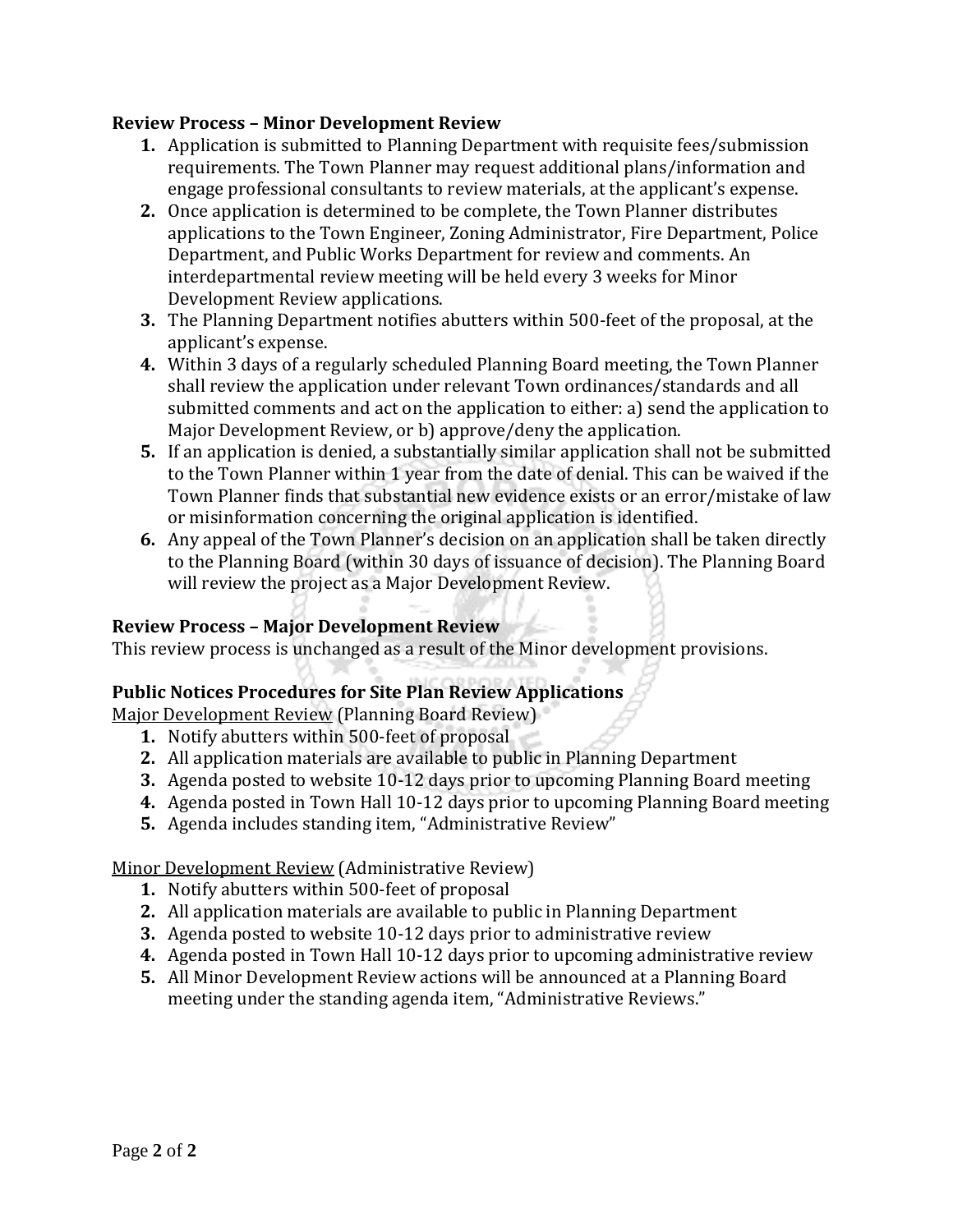**Review Process – Minor Development Review**

1. Application is submitted to Planning Department with requisite fees/submission requirements. The Town Planner may request additional plans/information and engage professional consultants to review materials, at the applicant's expense.
2. Once application is determined to be complete, the Town Planner distributes applications to the Town Engineer, Zoning Administrator, Fire Department, Police Department, and Public Works Department for review and comments. An interdepartmental review meeting will be held every 3 weeks for Minor Development Review applications.
3. The Planning Department notifies abutters within 500-feet of the proposal, at the applicant's expense.
4. Within 3 days of a regularly scheduled Planning Board meeting, the Town Planner shall review the application under relevant Town ordinances/standards and all submitted comments and act on the application to either: a) send the application to Major Development Review, or b) approve/deny the application.
5. If an application is denied, a substantially similar application shall not be submitted to the Town Planner within 1 year from the date of denial. This can be waived if the Town Planner finds that substantial new evidence exists or an error/mistake of law or misinformation concerning the original application is identified.
6. Any appeal of the Town Planner's decision on an application shall be taken directly to the Planning Board (within 30 days of issuance of decision). The Planning Board will review the project as a Major Development Review.

**Review Process – Major Development Review**

This review process is unchanged as a result of the Minor development provisions.

**Public Notices Procedures for Site Plan Review Applications**

Major Development Review (Planning Board Review)

1. Notify abutters within 500-feet of proposal
2. All application materials are available to public in Planning Department
3. Agenda posted to website 10-12 days prior to upcoming Planning Board meeting
4. Agenda posted in Town Hall 10-12 days prior to upcoming Planning Board meeting
5. Agenda includes standing item, "Administrative Review"

Minor Development Review (Administrative Review)

1. Notify abutters within 500-feet of proposal
2. All application materials are available to public in Planning Department
3. Agenda posted to website 10-12 days prior to administrative review
4. Agenda posted in Town Hall 10-12 days prior to upcoming administrative review
5. All Minor Development Review actions will be announced at a Planning Board meeting under the standing agenda item, "Administrative Reviews."